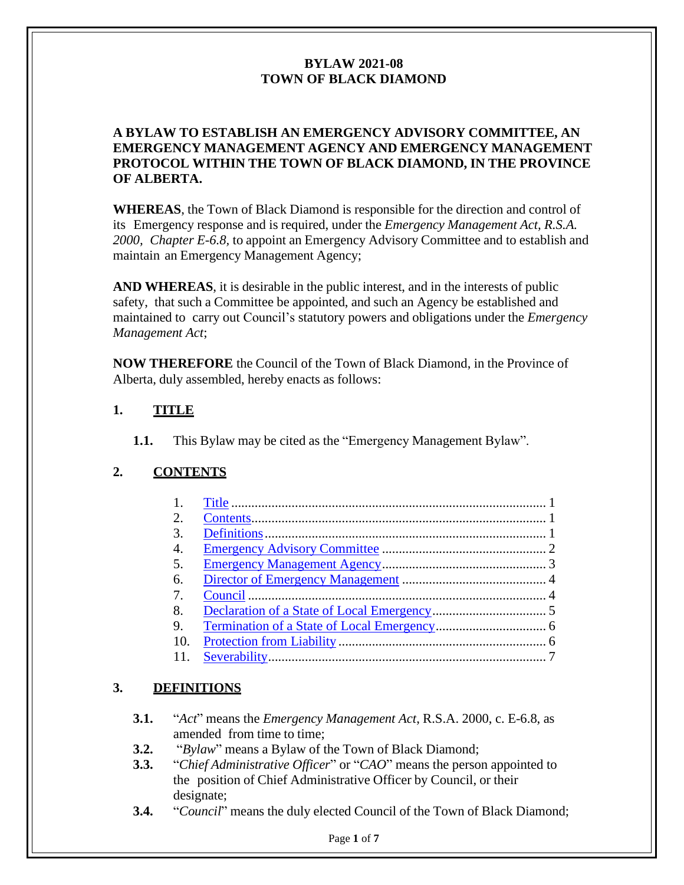# BYLAW 2021-08
# TOWN OF BLACK DIAMOND

**A BYLAW TO ESTABLISH AN EMERGENCY ADVISORY COMMITTEE, AN EMERGENCY MANAGEMENT AGENCY AND EMERGENCY MANAGEMENT PROTOCOL WITHIN THE TOWN OF BLACK DIAMOND, IN THE PROVINCE OF ALBERTA.**

**WHEREAS**, the Town of Black Diamond is responsible for the direction and control of its Emergency response and is required, under the *Emergency Management Act, R.S.A. 2000, Chapter E-6.8*, to appoint an Emergency Advisory Committee and to establish and maintain an Emergency Management Agency;

**AND WHEREAS**, it is desirable in the public interest, and in the interests of public safety, that such a Committee be appointed, and such an Agency be established and maintained to carry out Council's statutory powers and obligations under the *Emergency Management Act*;

**NOW THEREFORE** the Council of the Town of Black Diamond, in the Province of Alberta, duly assembled, hereby enacts as follows:

## 1. TITLE

**1.1.** This Bylaw may be cited as the "Emergency Management Bylaw".

## 2. CONTENTS

1. Title ........ 1
2. Contents ........ 1
3. Definitions ........ 1
4. Emergency Advisory Committee ........ 2
5. Emergency Management Agency ........ 3
6. Director of Emergency Management ........ 4
7. Council ........ 4
8. Declaration of a State of Local Emergency ........ 5
9. Termination of a State of Local Emergency ........ 6
10. Protection from Liability ........ 6
11. Severability ........ 7

## 3. DEFINITIONS

**3.1.** "*Act*" means the *Emergency Management Act*, R.S.A. 2000, c. E-6.8, as amended from time to time;

**3.2.** "*Bylaw*" means a Bylaw of the Town of Black Diamond;

**3.3.** "*Chief Administrative Officer*" or "*CAO*" means the person appointed to the position of Chief Administrative Officer by Council, or their designate;

**3.4.** "*Council*" means the duly elected Council of the Town of Black Diamond;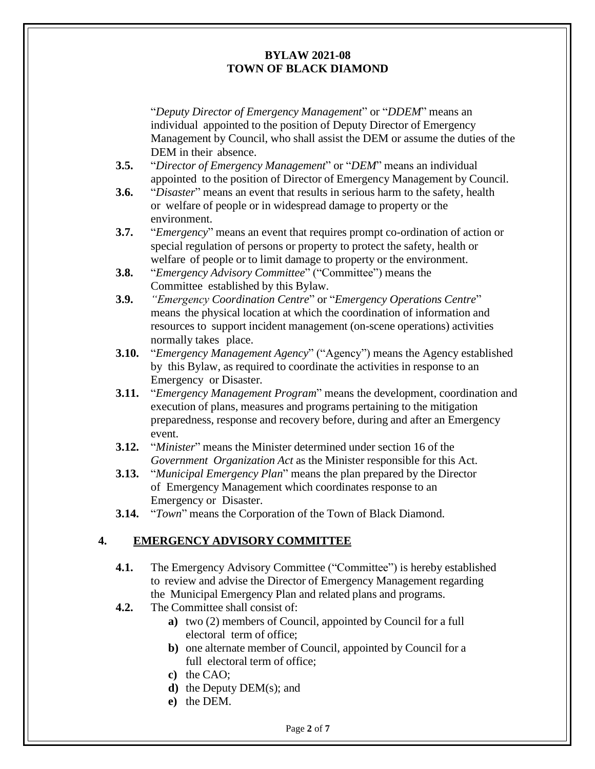"*Deputy Director of Emergency Management*" or "*DDEM*" means an individual appointed to the position of Deputy Director of Emergency Management by Council, who shall assist the DEM or assume the duties of the DEM in their absence.

**3.5.** "*Director of Emergency Management*" or "*DEM*" means an individual appointed to the position of Director of Emergency Management by Council.

**3.6.** "*Disaster*" means an event that results in serious harm to the safety, health or welfare of people or in widespread damage to property or the environment.

**3.7.** "*Emergency*" means an event that requires prompt co-ordination of action or special regulation of persons or property to protect the safety, health or welfare of people or to limit damage to property or the environment.

**3.8.** "*Emergency Advisory Committee*" ("Committee") means the Committee established by this Bylaw.

**3.9.** *"Emergency Coordination Centre*" or "*Emergency Operations Centre*" means the physical location at which the coordination of information and resources to support incident management (on-scene operations) activities normally takes place.

**3.10.** "*Emergency Management Agency*" ("Agency") means the Agency established by this Bylaw, as required to coordinate the activities in response to an Emergency or Disaster.

**3.11.** "*Emergency Management Program*" means the development, coordination and execution of plans, measures and programs pertaining to the mitigation preparedness, response and recovery before, during and after an Emergency event.

**3.12.** "*Minister*" means the Minister determined under section 16 of the *Government Organization Act* as the Minister responsible for this Act.

**3.13.** "*Municipal Emergency Plan*" means the plan prepared by the Director of Emergency Management which coordinates response to an Emergency or Disaster.

**3.14.** "*Town*" means the Corporation of the Town of Black Diamond.

## 4. EMERGENCY ADVISORY COMMITTEE

**4.1.** The Emergency Advisory Committee ("Committee") is hereby established to review and advise the Director of Emergency Management regarding the Municipal Emergency Plan and related plans and programs.

**4.2.** The Committee shall consist of:

- **a)** two (2) members of Council, appointed by Council for a full electoral term of office;
- **b)** one alternate member of Council, appointed by Council for a full electoral term of office;
- **c)** the CAO;
- **d)** the Deputy DEM(s); and
- **e)** the DEM.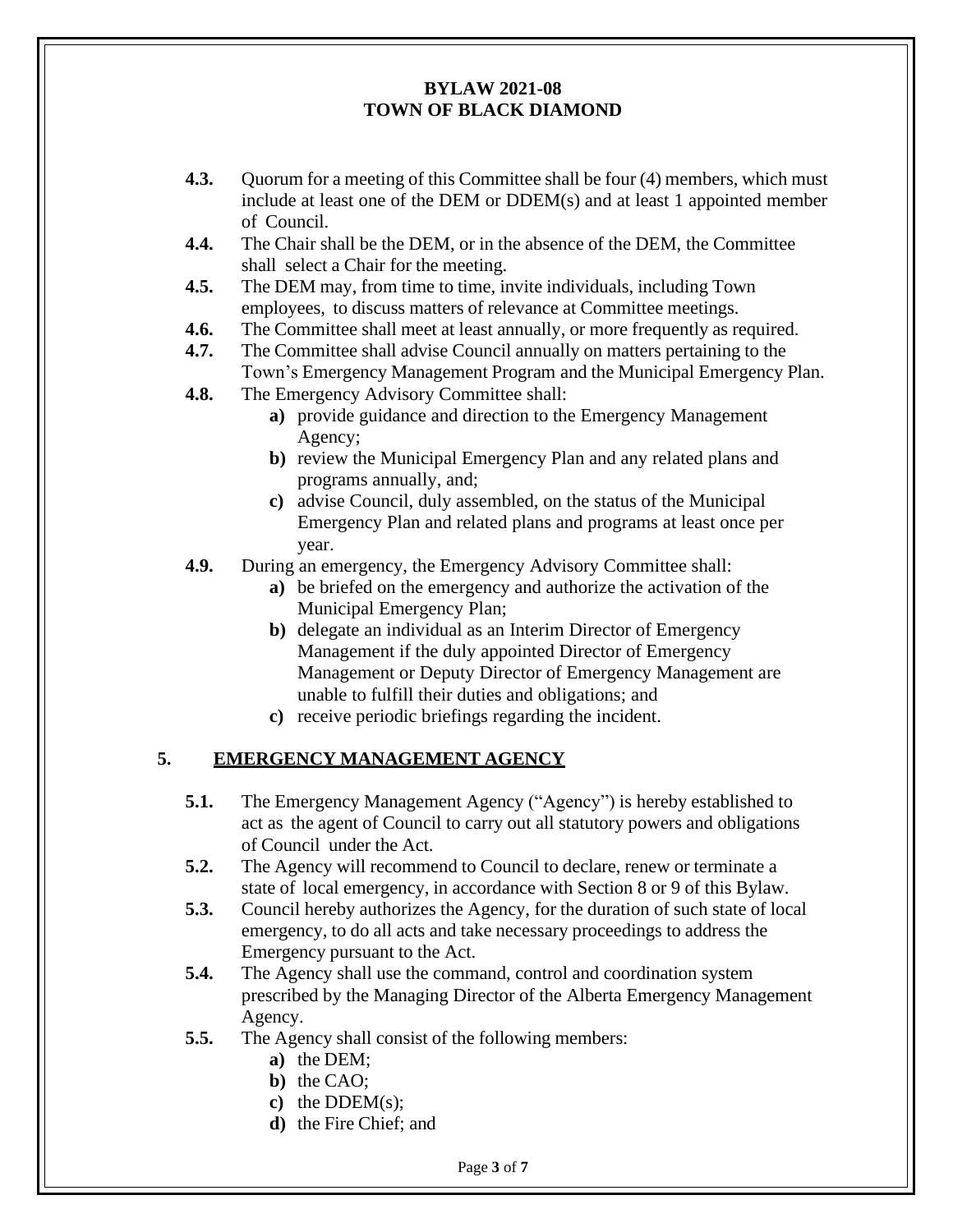- **4.3.** Quorum for a meeting of this Committee shall be four (4) members, which must include at least one of the DEM or DDEM(s) and at least 1 appointed member of Council.
- **4.4.** The Chair shall be the DEM, or in the absence of the DEM, the Committee shall select a Chair for the meeting.
- **4.5.** The DEM may, from time to time, invite individuals, including Town employees, to discuss matters of relevance at Committee meetings.
- **4.6.** The Committee shall meet at least annually, or more frequently as required.
- **4.7.** The Committee shall advise Council annually on matters pertaining to the Town's Emergency Management Program and the Municipal Emergency Plan.
- **4.8.** The Emergency Advisory Committee shall:
  - **a)** provide guidance and direction to the Emergency Management Agency;
  - **b)** review the Municipal Emergency Plan and any related plans and programs annually, and;
  - **c)** advise Council, duly assembled, on the status of the Municipal Emergency Plan and related plans and programs at least once per year.
- **4.9.** During an emergency, the Emergency Advisory Committee shall:
  - **a)** be briefed on the emergency and authorize the activation of the Municipal Emergency Plan;
  - **b)** delegate an individual as an Interim Director of Emergency Management if the duly appointed Director of Emergency Management or Deputy Director of Emergency Management are unable to fulfill their duties and obligations; and
  - **c)** receive periodic briefings regarding the incident.

## 5. EMERGENCY MANAGEMENT AGENCY

- **5.1.** The Emergency Management Agency ("Agency") is hereby established to act as the agent of Council to carry out all statutory powers and obligations of Council under the Act.
- **5.2.** The Agency will recommend to Council to declare, renew or terminate a state of local emergency, in accordance with Section 8 or 9 of this Bylaw.
- **5.3.** Council hereby authorizes the Agency, for the duration of such state of local emergency, to do all acts and take necessary proceedings to address the Emergency pursuant to the Act.
- **5.4.** The Agency shall use the command, control and coordination system prescribed by the Managing Director of the Alberta Emergency Management Agency.
- **5.5.** The Agency shall consist of the following members:
  - **a)** the DEM;
  - **b)** the CAO;
  - **c)** the DDEM(s);
  - **d)** the Fire Chief; and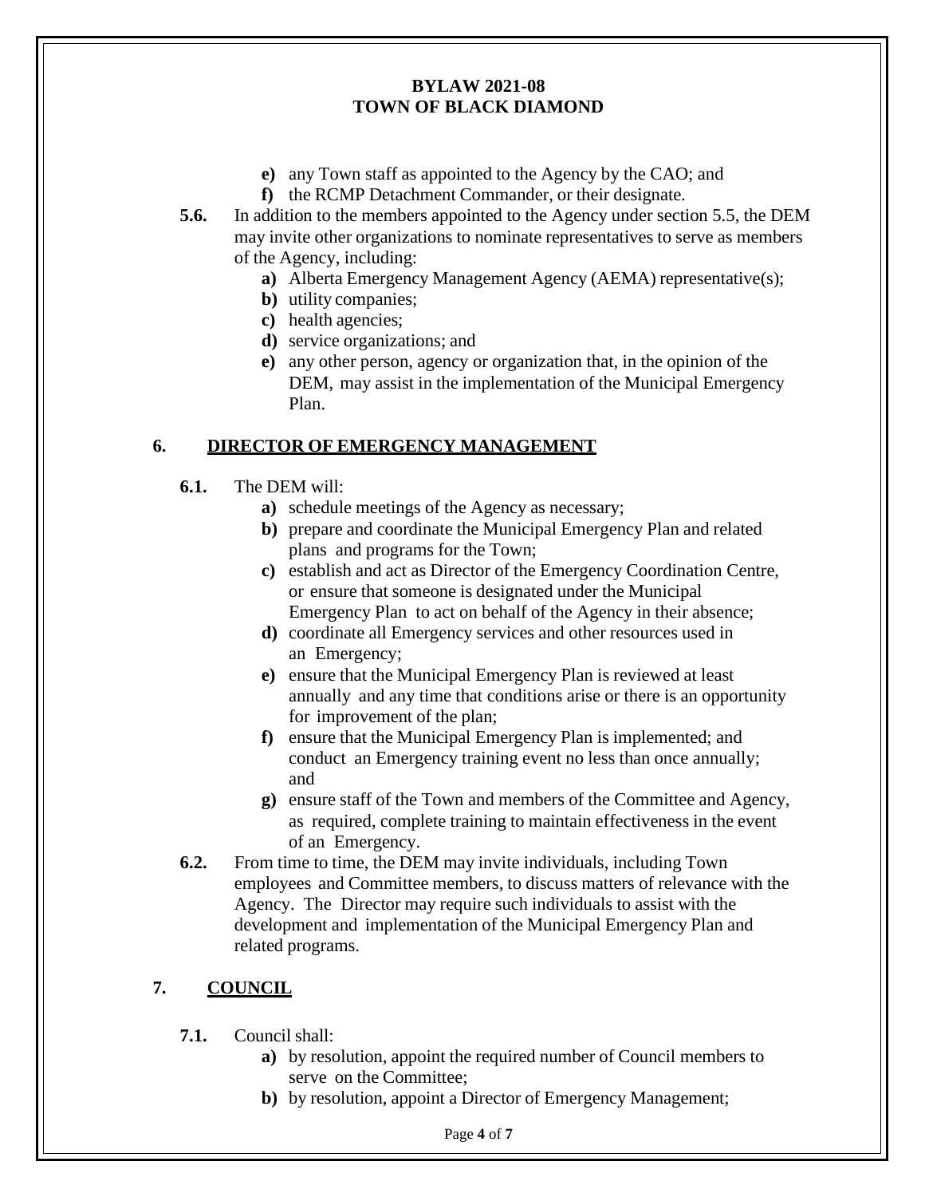- **e)** any Town staff as appointed to the Agency by the CAO; and
- **f)** the RCMP Detachment Commander, or their designate.

**5.6.** In addition to the members appointed to the Agency under section 5.5, the DEM may invite other organizations to nominate representatives to serve as members of the Agency, including:

- **a)** Alberta Emergency Management Agency (AEMA) representative(s);
- **b)** utility companies;
- **c)** health agencies;
- **d)** service organizations; and
- **e)** any other person, agency or organization that, in the opinion of the DEM, may assist in the implementation of the Municipal Emergency Plan.

## 6. DIRECTOR OF EMERGENCY MANAGEMENT

**6.1.** The DEM will:

- **a)** schedule meetings of the Agency as necessary;
- **b)** prepare and coordinate the Municipal Emergency Plan and related plans and programs for the Town;
- **c)** establish and act as Director of the Emergency Coordination Centre, or ensure that someone is designated under the Municipal Emergency Plan to act on behalf of the Agency in their absence;
- **d)** coordinate all Emergency services and other resources used in an Emergency;
- **e)** ensure that the Municipal Emergency Plan is reviewed at least annually and any time that conditions arise or there is an opportunity for improvement of the plan;
- **f)** ensure that the Municipal Emergency Plan is implemented; and conduct an Emergency training event no less than once annually; and
- **g)** ensure staff of the Town and members of the Committee and Agency, as required, complete training to maintain effectiveness in the event of an Emergency.

**6.2.** From time to time, the DEM may invite individuals, including Town employees and Committee members, to discuss matters of relevance with the Agency. The Director may require such individuals to assist with the development and implementation of the Municipal Emergency Plan and related programs.

## 7. COUNCIL

**7.1.** Council shall:

- **a)** by resolution, appoint the required number of Council members to serve on the Committee;
- **b)** by resolution, appoint a Director of Emergency Management;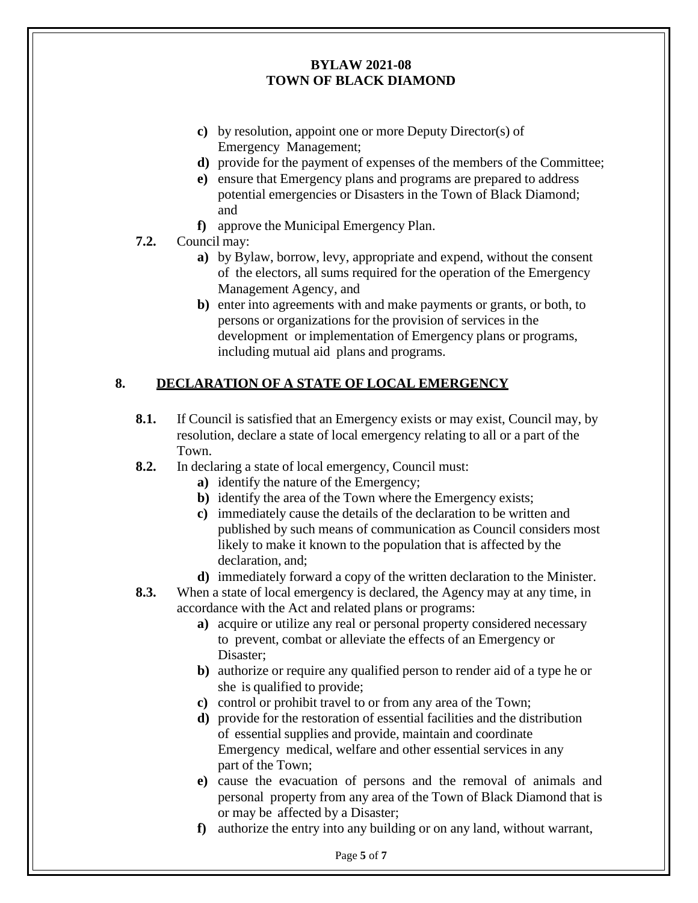c) by resolution, appoint one or more Deputy Director(s) of Emergency Management;
d) provide for the payment of expenses of the members of the Committee;
e) ensure that Emergency plans and programs are prepared to address potential emergencies or Disasters in the Town of Black Diamond; and
f) approve the Municipal Emergency Plan.

**7.2.** Council may:

a) by Bylaw, borrow, levy, appropriate and expend, without the consent of the electors, all sums required for the operation of the Emergency Management Agency, and
b) enter into agreements with and make payments or grants, or both, to persons or organizations for the provision of services in the development or implementation of Emergency plans or programs, including mutual aid plans and programs.

## 8. DECLARATION OF A STATE OF LOCAL EMERGENCY

**8.1.** If Council is satisfied that an Emergency exists or may exist, Council may, by resolution, declare a state of local emergency relating to all or a part of the Town.

**8.2.** In declaring a state of local emergency, Council must:

a) identify the nature of the Emergency;
b) identify the area of the Town where the Emergency exists;
c) immediately cause the details of the declaration to be written and published by such means of communication as Council considers most likely to make it known to the population that is affected by the declaration, and;
d) immediately forward a copy of the written declaration to the Minister.

**8.3.** When a state of local emergency is declared, the Agency may at any time, in accordance with the Act and related plans or programs:

a) acquire or utilize any real or personal property considered necessary to prevent, combat or alleviate the effects of an Emergency or Disaster;
b) authorize or require any qualified person to render aid of a type he or she is qualified to provide;
c) control or prohibit travel to or from any area of the Town;
d) provide for the restoration of essential facilities and the distribution of essential supplies and provide, maintain and coordinate Emergency medical, welfare and other essential services in any part of the Town;
e) cause the evacuation of persons and the removal of animals and personal property from any area of the Town of Black Diamond that is or may be affected by a Disaster;
f) authorize the entry into any building or on any land, without warrant,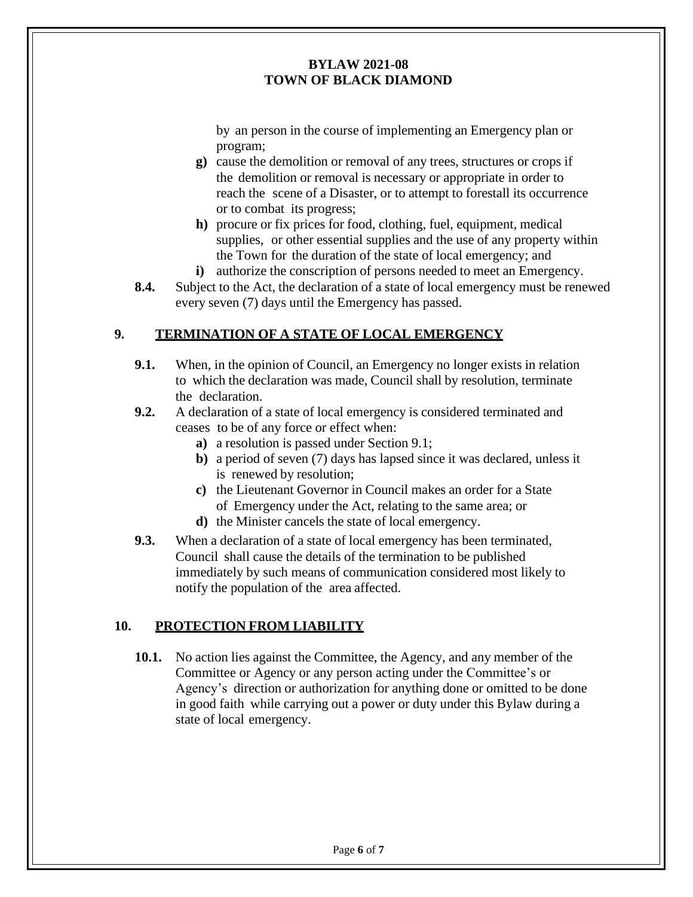by an person in the course of implementing an Emergency plan or program;

- **g)** cause the demolition or removal of any trees, structures or crops if the demolition or removal is necessary or appropriate in order to reach the scene of a Disaster, or to attempt to forestall its occurrence or to combat its progress;
- **h)** procure or fix prices for food, clothing, fuel, equipment, medical supplies, or other essential supplies and the use of any property within the Town for the duration of the state of local emergency; and
- **i)** authorize the conscription of persons needed to meet an Emergency.

**8.4.** Subject to the Act, the declaration of a state of local emergency must be renewed every seven (7) days until the Emergency has passed.

## 9. TERMINATION OF A STATE OF LOCAL EMERGENCY

**9.1.** When, in the opinion of Council, an Emergency no longer exists in relation to which the declaration was made, Council shall by resolution, terminate the declaration.

**9.2.** A declaration of a state of local emergency is considered terminated and ceases to be of any force or effect when:

- **a)** a resolution is passed under Section 9.1;
- **b)** a period of seven (7) days has lapsed since it was declared, unless it is renewed by resolution;
- **c)** the Lieutenant Governor in Council makes an order for a State of Emergency under the Act, relating to the same area; or
- **d)** the Minister cancels the state of local emergency.

**9.3.** When a declaration of a state of local emergency has been terminated, Council shall cause the details of the termination to be published immediately by such means of communication considered most likely to notify the population of the area affected.

## 10. PROTECTION FROM LIABILITY

**10.1.** No action lies against the Committee, the Agency, and any member of the Committee or Agency or any person acting under the Committee's or Agency's direction or authorization for anything done or omitted to be done in good faith while carrying out a power or duty under this Bylaw during a state of local emergency.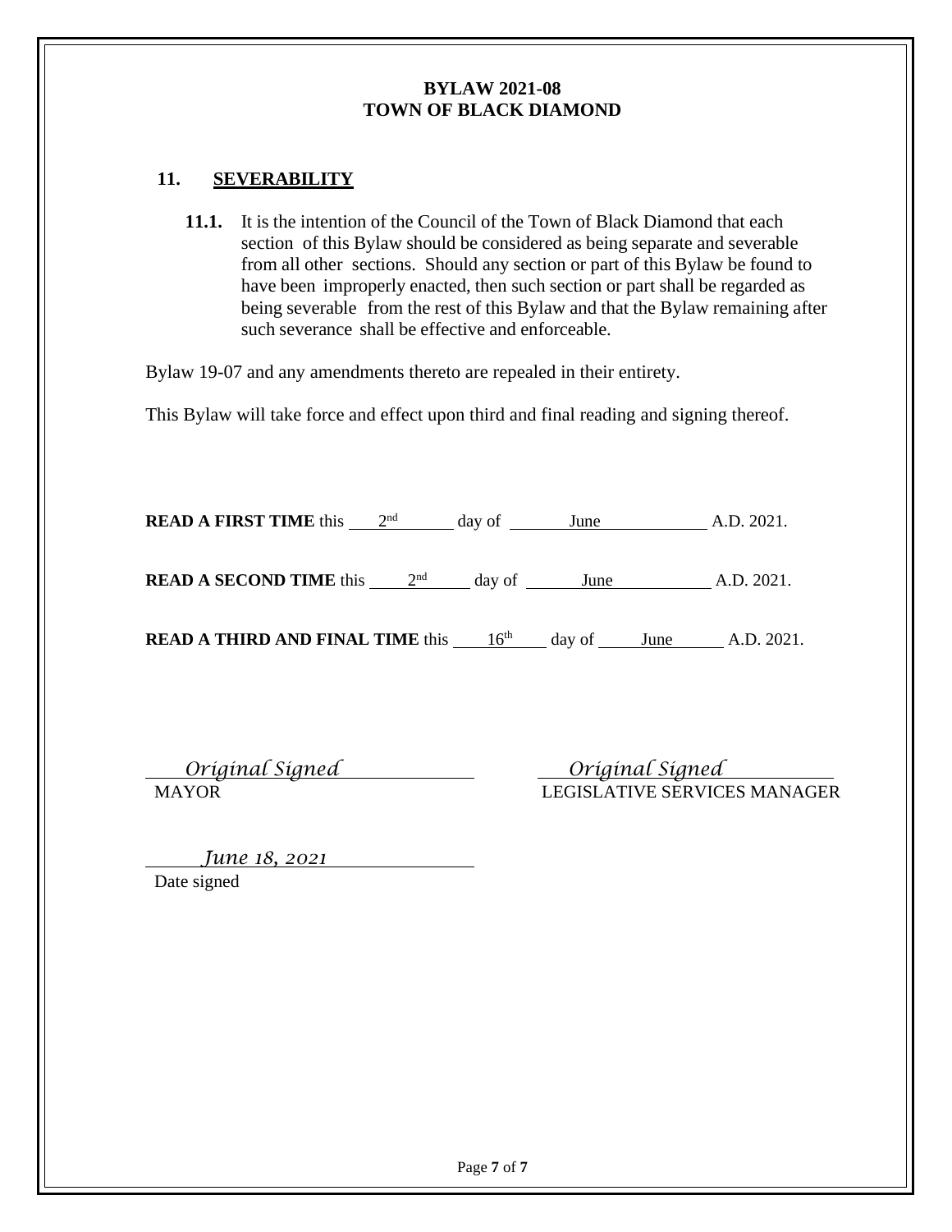**BYLAW 2021-08**
**TOWN OF BLACK DIAMOND**

## 11. SEVERABILITY

**11.1.** It is the intention of the Council of the Town of Black Diamond that each section of this Bylaw should be considered as being separate and severable from all other sections. Should any section or part of this Bylaw be found to have been improperly enacted, then such section or part shall be regarded as being severable from the rest of this Bylaw and that the Bylaw remaining after such severance shall be effective and enforceable.

Bylaw 19-07 and any amendments thereto are repealed in their entirety.

This Bylaw will take force and effect upon third and final reading and signing thereof.

**READ A FIRST TIME** this 2nd day of June A.D. 2021.

**READ A SECOND TIME** this 2nd day of June A.D. 2021.

**READ A THIRD AND FINAL TIME** this 16th day of June A.D. 2021.

*Original Signed*
MAYOR

*Original Signed*
LEGISLATIVE SERVICES MANAGER

*June 18, 2021*
Date signed